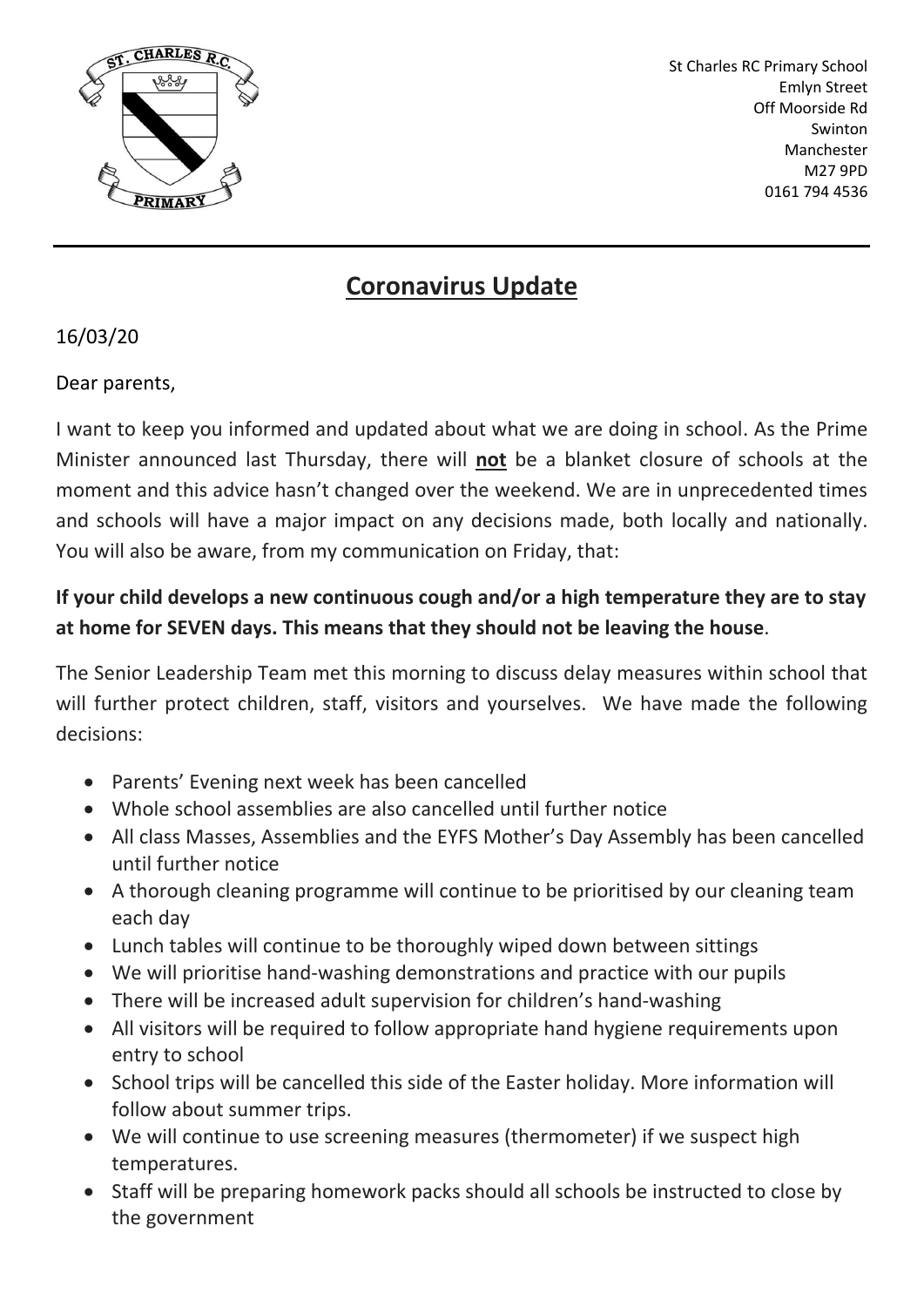St Charles RC Primary School
Emlyn Street
Off Moorside Rd
Swinton
Manchester
M27 9PD
0161 794 4536

# Coronavirus Update

16/03/20

Dear parents,

I want to keep you informed and updated about what we are doing in school. As the Prime Minister announced last Thursday, there will **not** be a blanket closure of schools at the moment and this advice hasn't changed over the weekend. We are in unprecedented times and schools will have a major impact on any decisions made, both locally and nationally. You will also be aware, from my communication on Friday, that:

**If your child develops a new continuous cough and/or a high temperature they are to stay at home for SEVEN days. This means that they should not be leaving the house**.

The Senior Leadership Team met this morning to discuss delay measures within school that will further protect children, staff, visitors and yourselves. We have made the following decisions:

- Parents' Evening next week has been cancelled
- Whole school assemblies are also cancelled until further notice
- All class Masses, Assemblies and the EYFS Mother's Day Assembly has been cancelled until further notice
- A thorough cleaning programme will continue to be prioritised by our cleaning team each day
- Lunch tables will continue to be thoroughly wiped down between sittings
- We will prioritise hand-washing demonstrations and practice with our pupils
- There will be increased adult supervision for children's hand-washing
- All visitors will be required to follow appropriate hand hygiene requirements upon entry to school
- School trips will be cancelled this side of the Easter holiday. More information will follow about summer trips.
- We will continue to use screening measures (thermometer) if we suspect high temperatures.
- Staff will be preparing homework packs should all schools be instructed to close by the government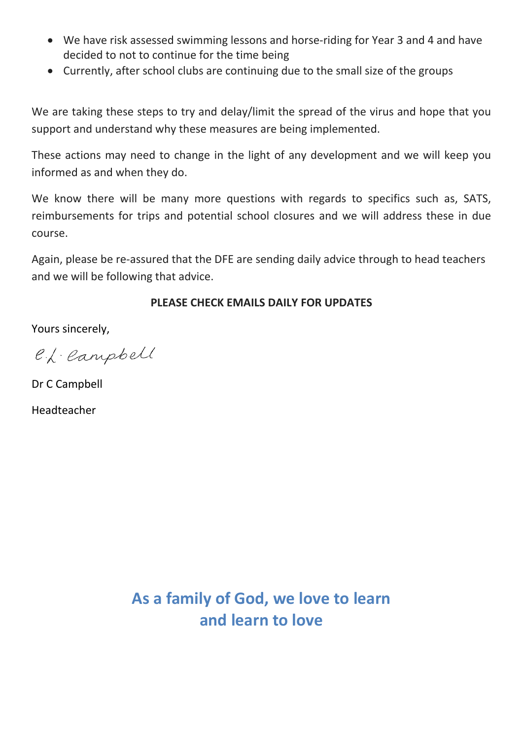- We have risk assessed swimming lessons and horse-riding for Year 3 and 4 and have decided to not to continue for the time being
- Currently, after school clubs are continuing due to the small size of the groups

We are taking these steps to try and delay/limit the spread of the virus and hope that you support and understand why these measures are being implemented.

These actions may need to change in the light of any development and we will keep you informed as and when they do.

We know there will be many more questions with regards to specifics such as, SATS, reimbursements for trips and potential school closures and we will address these in due course.

Again, please be re-assured that the DFE are sending daily advice through to head teachers and we will be following that advice.

**PLEASE CHECK EMAILS DAILY FOR UPDATES**

Yours sincerely,

C.L. Campbell

Dr C Campbell

Headteacher

**As a family of God, we love to learn and learn to love**